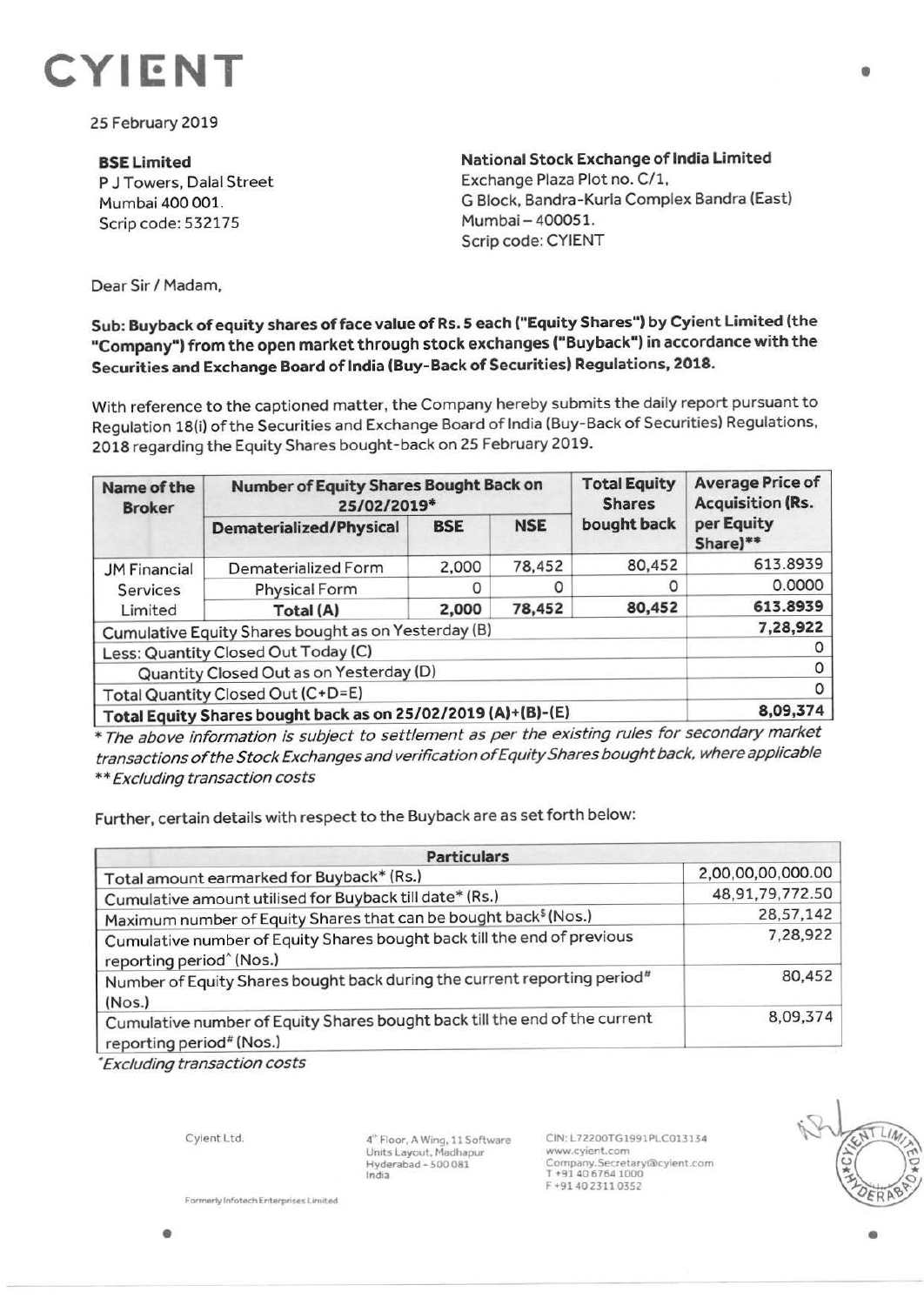# CYIENT

25 February 2019

**BSE Limited**
P J Towers, Dalal Street
Mumbai 400 001.
Scrip code: 532175

**National Stock Exchange of India Limited**
Exchange Plaza Plot no. C/1,
G Block, Bandra-Kurla Complex Bandra (East)
Mumbai – 400051.
Scrip code: CYIENT

Dear Sir / Madam,

**Sub: Buyback of equity shares of face value of Rs. 5 each ("Equity Shares") by Cyient Limited (the "Company") from the open market through stock exchanges ("Buyback") in accordance with the Securities and Exchange Board of India (Buy-Back of Securities) Regulations, 2018.**

With reference to the captioned matter, the Company hereby submits the daily report pursuant to Regulation 18(i) of the Securities and Exchange Board of India (Buy-Back of Securities) Regulations, 2018 regarding the Equity Shares bought-back on 25 February 2019.

| Name of the Broker | Number of Equity Shares Bought Back on 25/02/2019* | | | Total Equity Shares bought back | Average Price of Acquisition (Rs. per Equity Share)** |
|---|---|---|---|---|---|
| | Dematerialized/Physical | BSE | NSE | | |
| JM Financial Services Limited | Dematerialized Form | 2,000 | 78,452 | 80,452 | 613.8939 |
| | Physical Form | 0 | 0 | 0 | 0.0000 |
| | **Total (A)** | **2,000** | **78,452** | **80,452** | **613.8939** |
| Cumulative Equity Shares bought as on Yesterday (B) | | | | | 7,28,922 |
| Less: Quantity Closed Out Today (C) | | | | | 0 |
| Quantity Closed Out as on Yesterday (D) | | | | | 0 |
| Total Quantity Closed Out (C+D=E) | | | | | 0 |
| **Total Equity Shares bought back as on 25/02/2019 (A)+(B)-(E)** | | | | | **8,09,374** |

*\* The above information is subject to settlement as per the existing rules for secondary market transactions of the Stock Exchanges and verification of Equity Shares bought back, where applicable*
*\*\* Excluding transaction costs*

Further, certain details with respect to the Buyback are as set forth below:

| Particulars | |
|---|---|
| Total amount earmarked for Buyback* (Rs.) | 2,00,00,00,000.00 |
| Cumulative amount utilised for Buyback till date* (Rs.) | 48,91,79,772.50 |
| Maximum number of Equity Shares that can be bought back$ (Nos.) | 28,57,142 |
| Cumulative number of Equity Shares bought back till the end of previous reporting period^ (Nos.) | 7,28,922 |
| Number of Equity Shares bought back during the current reporting period# (Nos.) | 80,452 |
| Cumulative number of Equity Shares bought back till the end of the current reporting period# (Nos.) | 8,09,374 |

*\*Excluding transaction costs*

Cyient Ltd.
Formerly Infotech Enterprises Limited

4th Floor, A Wing, 11 Software Units Layout, Madhapur
Hyderabad - 500 081
India

CIN: L72200TG1991PLC013134
www.cyient.com
Company.Secretary@cyient.com
T +91 40 6764 1000
F +91 40 2311 0352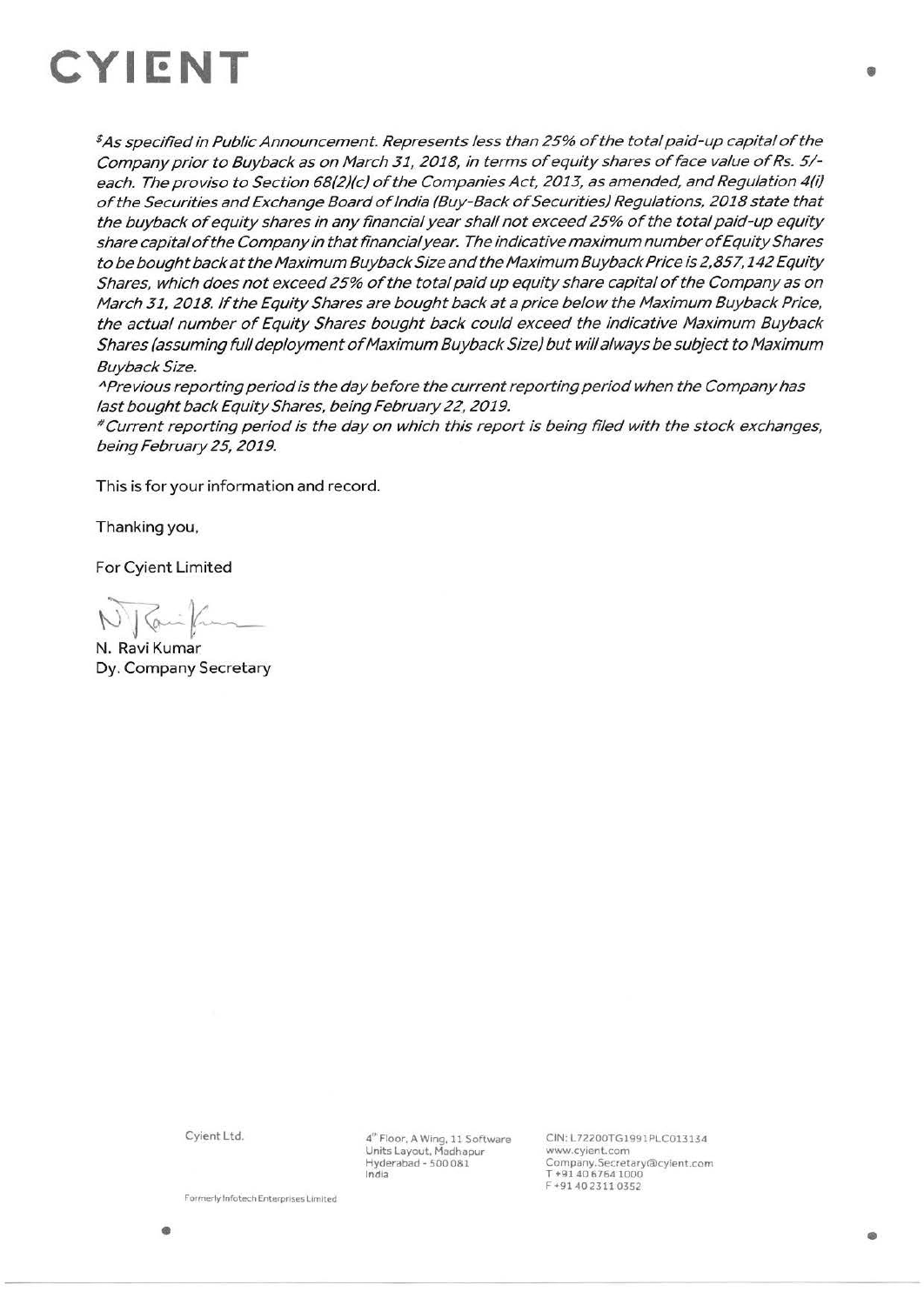*$As specified in Public Announcement. Represents less than 25% of the total paid-up capital of the Company prior to Buyback as on March 31, 2018, in terms of equity shares of face value of Rs. 5/- each. The proviso to Section 68(2)(c) of the Companies Act, 2013, as amended, and Regulation 4(i) of the Securities and Exchange Board of India (Buy-Back of Securities) Regulations, 2018 state that the buyback of equity shares in any financial year shall not exceed 25% of the total paid-up equity share capital of the Company in that financial year. The indicative maximum number of Equity Shares to be bought back at the Maximum Buyback Size and the Maximum Buyback Price is 2,857,142 Equity Shares, which does not exceed 25% of the total paid up equity share capital of the Company as on March 31, 2018. If the Equity Shares are bought back at a price below the Maximum Buyback Price, the actual number of Equity Shares bought back could exceed the indicative Maximum Buyback Shares (assuming full deployment of Maximum Buyback Size) but will always be subject to Maximum Buyback Size.*

*^Previous reporting period is the day before the current reporting period when the Company has last bought back Equity Shares, being February 22, 2019.*

*#Current reporting period is the day on which this report is being filed with the stock exchanges, being February 25, 2019.*

This is for your information and record.

Thanking you,

For Cyient Limited

N. Ravi Kumar
Dy. Company Secretary

Cyient Ltd.

4th Floor, A Wing, 11 Software Units Layout, Madhapur Hyderabad - 500 081 India

CIN: L72200TG1991PLC013134
www.cyient.com
Company.Secretary@cyient.com
T +91 40 6764 1000
F +91 40 2311 0352

Formerly Infotech Enterprises Limited